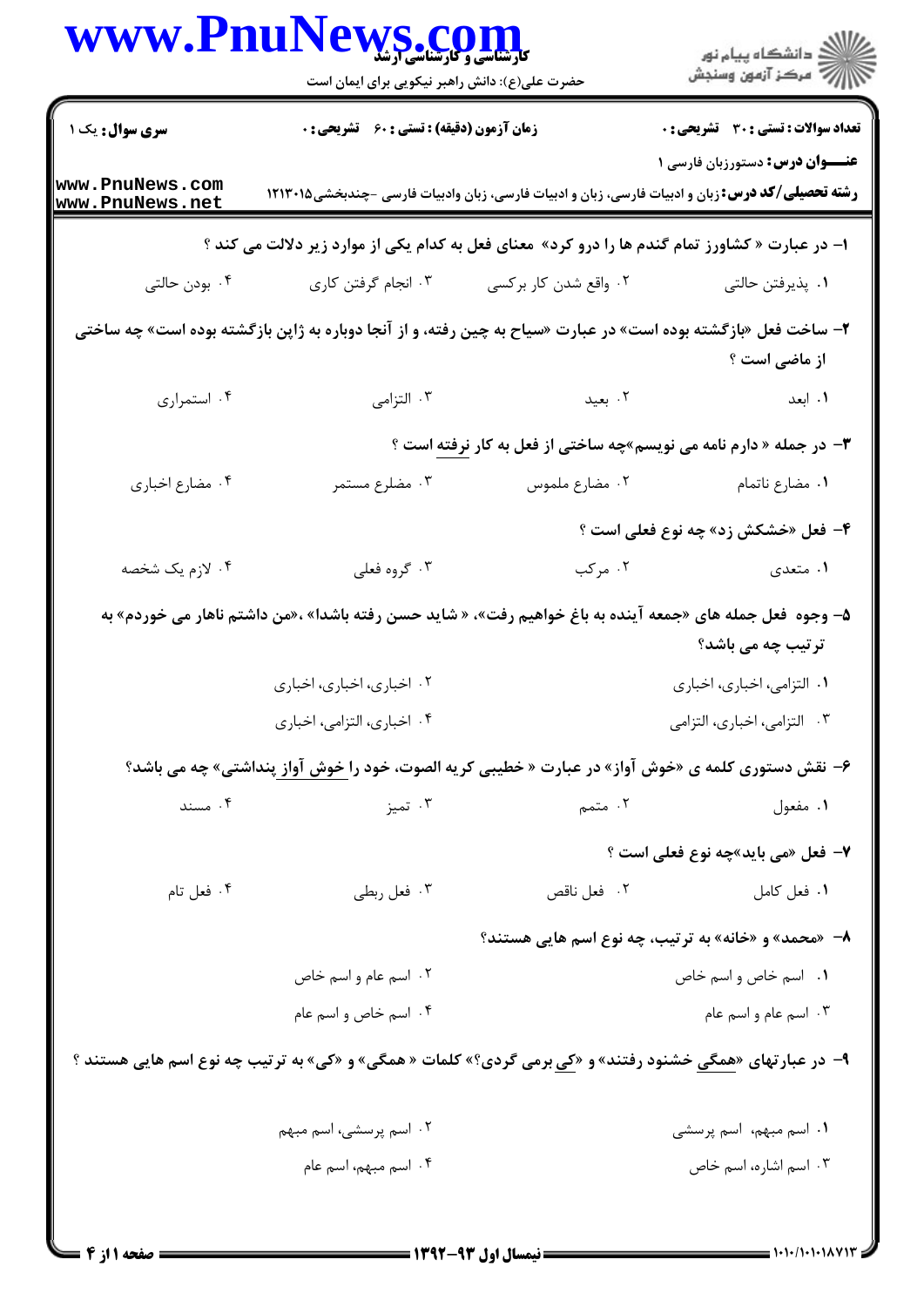**سری سوال:** یک ۱

**زمان آزمون (دقیقه) : تستی : ۶۰ تشریحی : ۰**

**تعداد سوالات : تستی : ۳۰ تشریحی : ۰**

**عنـــوان درس:** دستورزبان فارسی ۱

**رشته تحصیلی/کد درس:** زبان و ادبیات فارسی، زبان و ادبیات فارسی، زبان وادبیات فارسی -چندبخشی۱۲۱۳۰۱۵

۱- در عبارت « کشاورز تمام گندم ها را درو کرد» معنای فعل به کدام یکی از موارد زیر دلالت می کند ؟

۱. پذیرفتن حالتی
۲. واقع شدن کار برکسی
۳. انجام گرفتن کاری
۴. بودن حالتی

۲- ساخت فعل «بازگشته بوده است» در عبارت «سیاح به چین رفته، و از آنجا دوباره به ژاپن بازگشته بوده است» چه ساختی از ماضی است ؟

۱. ابعد
۲. بعید
۳. التزامی
۴. استمراری

۳- در جمله « دارم نامه می نویسم»چه ساختی از فعل به کار نرفته است ؟

۱. مضارع ناتمام
۲. مضارع ملموس
۳. مضلرع مستمر
۴. مضارع اخباری

۴- فعل «خشکش زد» چه نوع فعلی است ؟

۱. متعدی
۲. مرکب
۳. گروه فعلی
۴. لازم یک شخصه

۵- وجوه فعل جمله های «جمعه آینده به باغ خواهیم رفت»، « شاید حسن رفته باشدا» ،«من داشتم ناهار می خوردم» به ترتیب چه می باشد؟

۱. التزامی، اخباری، اخباری
۲. اخباری، اخباری، اخباری
۳. التزامی، اخباری، التزامی
۴. اخباری، التزامی، اخباری

۶- نقش دستوری کلمه ی «خوش آواز» در عبارت « خطیبی کریه الصوت، خود را خوش آواز پنداشتی» چه می باشد؟

۱. مفعول
۲. متمم
۳. تمیز
۴. مسند

۷- فعل «می باید»چه نوع فعلی است ؟

۱. فعل کامل
۲. فعل ناقص
۳. فعل ربطی
۴. فعل تام

۸- «محمد» و «خانه» به ترتیب، چه نوع اسم هایی هستند؟

۱. اسم خاص و اسم خاص
۲. اسم عام و اسم خاص
۳. اسم عام و اسم عام
۴. اسم خاص و اسم عام

۹- در عبارتهای «همگی خشنود رفتند» و «کی برمی گردی؟» کلمات « همگی» و «کی» به ترتیب چه نوع اسم هایی هستند ؟

۱. اسم مبهم، اسم پرسشی
۲. اسم پرسشی، اسم مبهم
۳. اسم اشاره، اسم خاص
۴. اسم مبهم، اسم عام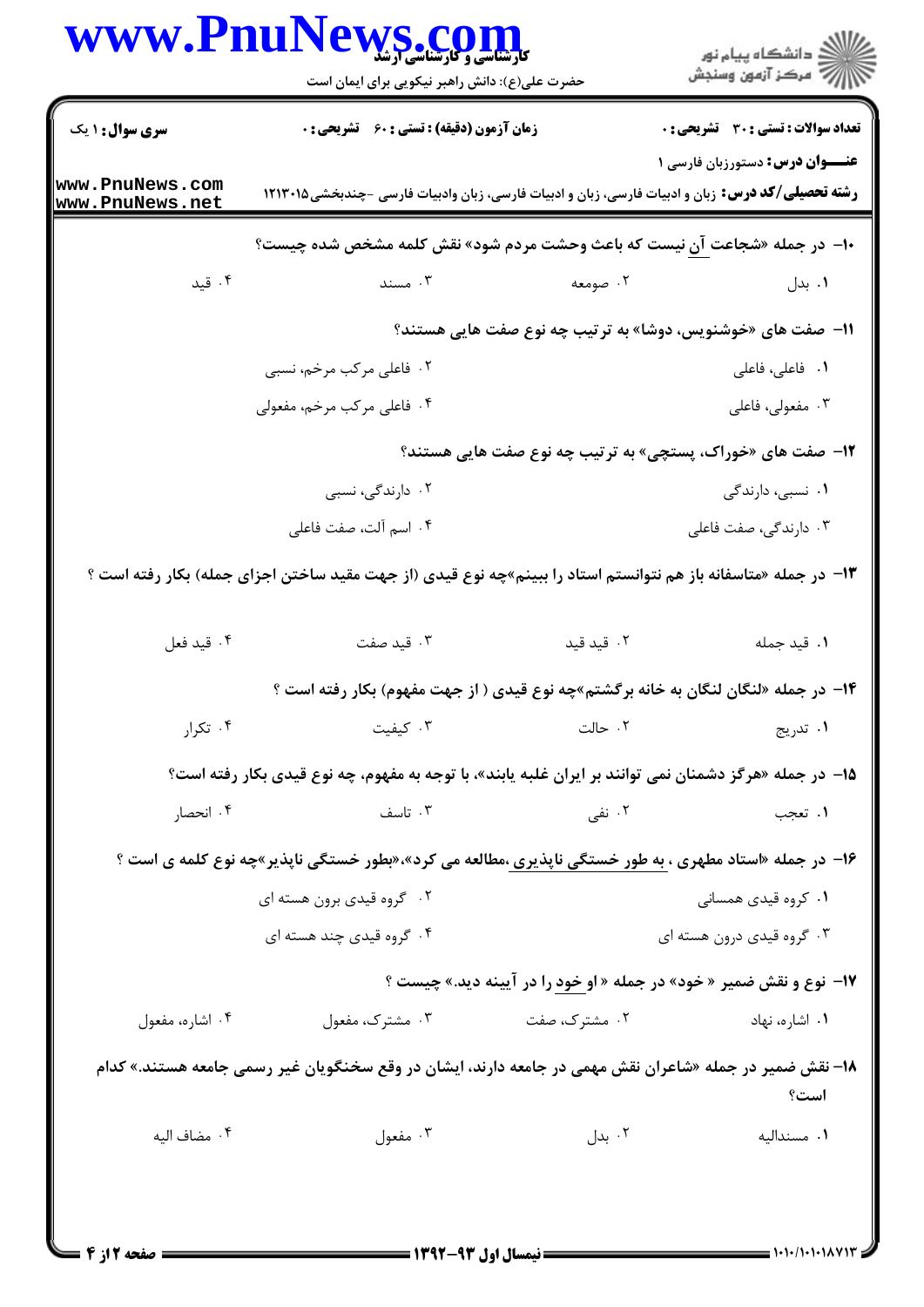**سری سوال:** ۱ یک

**زمان آزمون (دقیقه) : تستی : ۶۰ تشریحی : ۰**

**تعداد سوالات : تستی : ۳۰ تشریحی : ۰**

**عنـــوان درس:** دستورزبان فارسی ۱

**رشته تحصیلی/کد درس:** زبان و ادبیات فارسی، زبان و ادبیات فارسی، زبان وادبیات فارسی -چندبخشی۱۲۱۳۰۱۵

۱۰- در جمله «شجاعت آن نیست که باعث وحشت مردم شود» نقش کلمه مشخص شده چیست؟

۱. بدل ۲. صومعه ۳. مسند ۴. قید

۱۱- صفت های «خوشنویس، دوشا» به ترتیب چه نوع صفت هایی هستند؟

۱. فاعلی، فاعلی
۲. فاعلی مرکب مرخم، نسبی
۳. مفعولی، فاعلی
۴. فاعلی مرکب مرخم، مفعولی

۱۲- صفت های «خوراک، پستچی» به ترتیب چه نوع صفت هایی هستند؟

۱. نسبی، دارندگی
۲. دارندگی، نسبی
۳. دارندگی، صفت فاعلی
۴. اسم آلت، صفت فاعلی

۱۳- در جمله «متاسفانه باز هم نتوانستم استاد را ببینم»چه نوع قیدی (از جهت مقید ساختن اجزای جمله) بکار رفته است ؟

۱. قید جمله ۲. قید قید ۳. قید صفت ۴. قید فعل

۱۴- در جمله «لنگان لنگان به خانه برگشتم»چه نوع قیدی ( از جهت مفهوم) بکار رفته است ؟

۱. تدریج ۲. حالت ۳. کیفیت ۴. تکرار

۱۵- در جمله «هرگز دشمنان نمی توانند بر ایران غلبه یابند»، با توجه به مفهوم، چه نوع قیدی بکار رفته است؟

۱. تعجب ۲. نفی ۳. تاسف ۴. انحصار

۱۶- در جمله «استاد مطهری ، به طور خستگی ناپذیری ،مطالعه می کرد»،«بطور خستگی ناپذیر»چه نوع کلمه ی است ؟

۱. کروه قیدی همسانی
۲. گروه قیدی برون هسته ای
۳. گروه قیدی درون هسته ای
۴. گروه قیدی چند هسته ای

۱۷- نوع و نقش ضمیر « خود» در جمله « او خود را در آیینه دید.» چیست ؟

۱. اشاره، نهاد ۲. مشترک، صفت ۳. مشترک، مفعول ۴. اشاره، مفعول

۱۸- نقش ضمیر در جمله «شاعران نقش مهمی در جامعه دارند، ایشان در وقع سخنگویان غیر رسمی جامعه هستند.» کدام است؟

۱. مسندالیه ۲. بدل ۳. مفعول ۴. مضاف الیه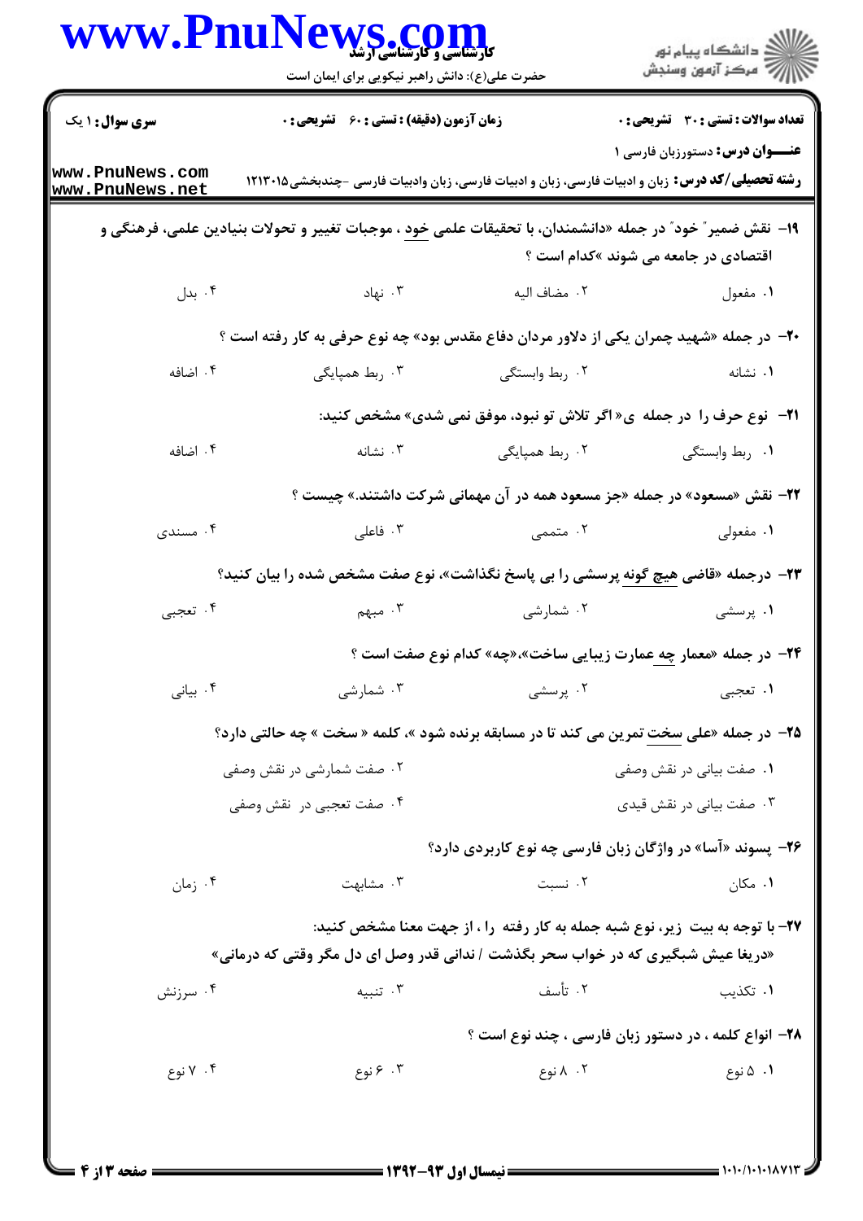**سری سوال:** ۱ یک | **زمان آزمون (دقیقه):** تستی : ۶۰ تشریحی : ۰ | **تعداد سوالات:** تستی : ۳۰ تشریحی : ۰

**عنـــوان درس:** دستورزبان فارسی ۱

**رشته تحصیلی/کد درس:** زبان و ادبیات فارسی، زبان و ادبیات فارسی، زبان وادبیات فارسی -چندبخشی۱۲۱۳۰۱۵

۱۹- نقش ضمیر" خود" در جمله «دانشمندان، با تحقیقات علمی خود ، موجبات تغییر و تحولات بنیادین علمی، فرهنگی و اقتصادی در جامعه می شوند »کدام است ؟

۱. مفعول ۲. مضاف الیه ۳. نهاد ۴. بدل

۲۰- در جمله «شهید چمران یکی از دلاور مردان دفاع مقدس بود» چه نوع حرفی به کار رفته است ؟

۱. نشانه ۲. ربط وابستگی ۳. ربط همپایگی ۴. اضافه

۲۱- نوع حرف را در جمله ی« اگر تلاش تو نبود، موفق نمی شدی» مشخص کنید:

۱. ربط وابستگی ۲. ربط همپایگی ۳. نشانه ۴. اضافه

۲۲- نقش «مسعود» در جمله «جز مسعود همه در آن مهمانی شرکت داشتند.» چیست ؟

۱. مفعولی ۲. متممی ۳. فاعلی ۴. مسندی

۲۳- درجمله «قاضی هیچ گونه پرسشی را بی پاسخ نگذاشت»، نوع صفت مشخص شده را بیان کنید؟

۱. پرسشی ۲. شمارشی ۳. مبهم ۴. تعجبی

۲۴- در جمله «معمار چه عمارت زیبایی ساخت»،«چه» کدام نوع صفت است ؟

۱. تعجبی ۲. پرسشی ۳. شمارشی ۴. بیانی

۲۵- در جمله «علی سخت تمرین می کند تا در مسابقه برنده شود »، کلمه « سخت » چه حالتی دارد؟

۱. صفت بیانی در نقش وصفی
۲. صفت شمارشی در نقش وصفی
۳. صفت بیانی در نقش قیدی
۴. صفت تعجبی در نقش وصفی

۲۶- پسوند «آسا» در واژگان زبان فارسی چه نوع کاربردی دارد؟

۱. مکان ۲. نسبت ۳. مشابهت ۴. زمان

۲۷- با توجه به بیت زیر، نوع شبه جمله به کار رفته را ، از جهت معنا مشخص کنید:

«دریغا عیش شبگیری که در خواب سحر بگذشت / ندانی قدر وصل ای دل مگر وقتی که درمانی»

۱. تکذیب ۲. تأسف ۳. تنبیه ۴. سرزنش

۲۸- انواع کلمه ، در دستور زبان فارسی ، چند نوع است ؟

۱. ۵ نوع ۲. ۸ نوع ۳. ۶ نوع ۴. ۷ نوع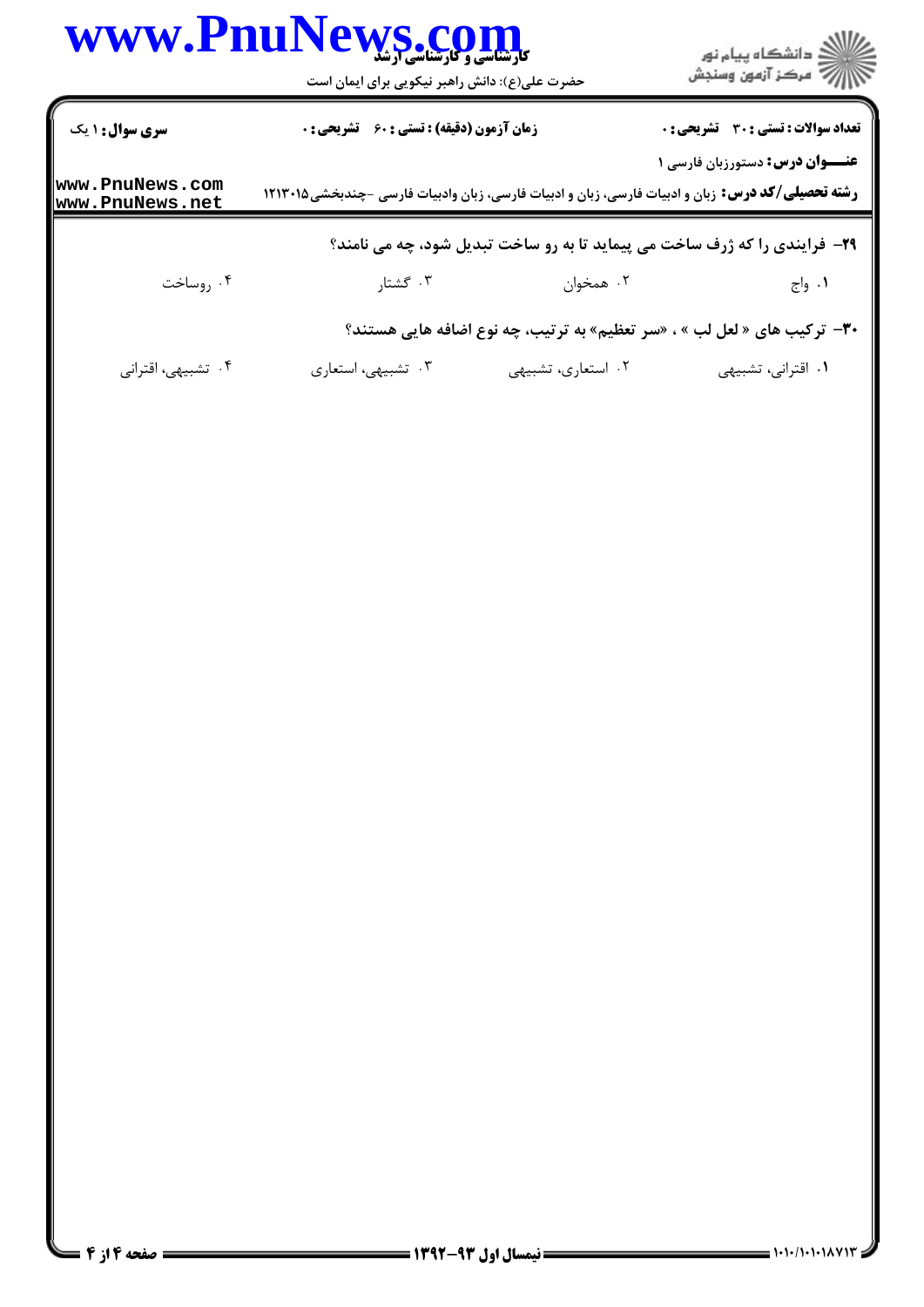**۲۹- فرایندی را که ژرف ساخت می پیماید تا به رو ساخت تبدیل شود، چه می نامند؟**

۱. واج
۲. همخوان
۳. گشتار
۴. روساخت

**۳۰- ترکیب های « لعل لب » ، «سر تعظیم» به ترتیب، چه نوع اضافه هایی هستند؟**

۱. اقترانی، تشبیهی
۲. استعاری، تشبیهی
۳. تشبیهی، استعاری
۴. تشبیهی، اقترانی